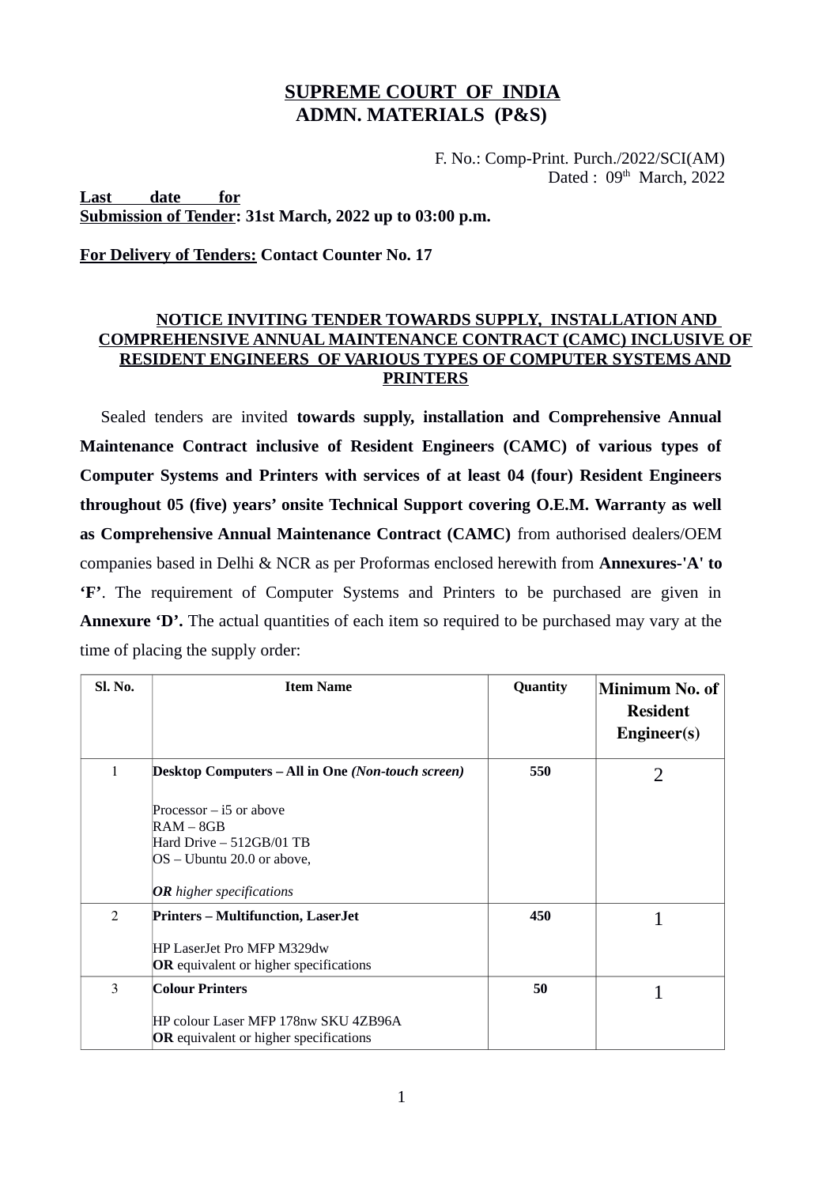# SUPREME COURT OF INDIA
## ADMN. MATERIALS (P&S)

F. No.: Comp-Print. Purch./2022/SCI(AM)
Dated : 09th March, 2022

**Last date for Submission of Tender: 31st March, 2022 up to 03:00 p.m.**

**For Delivery of Tenders: Contact Counter No. 17**

### NOTICE INVITING TENDER TOWARDS SUPPLY, INSTALLATION AND COMPREHENSIVE ANNUAL MAINTENANCE CONTRACT (CAMC) INCLUSIVE OF RESIDENT ENGINEERS OF VARIOUS TYPES OF COMPUTER SYSTEMS AND PRINTERS

Sealed tenders are invited **towards supply, installation and Comprehensive Annual Maintenance Contract inclusive of Resident Engineers (CAMC) of various types of Computer Systems and Printers with services of at least 04 (four) Resident Engineers throughout 05 (five) years' onsite Technical Support covering O.E.M. Warranty as well as Comprehensive Annual Maintenance Contract (CAMC)** from authorised dealers/OEM companies based in Delhi & NCR as per Proformas enclosed herewith from **Annexures-'A' to 'F'**. The requirement of Computer Systems and Printers to be purchased are given in **Annexure 'D'.** The actual quantities of each item so required to be purchased may vary at the time of placing the supply order:

| Sl. No. | Item Name | Quantity | Minimum No. of Resident Engineer(s) |
|---|---|---|---|
| 1 | **Desktop Computers – All in One** ***(Non-touch screen)***<br><br>Processor – i5 or above<br>RAM – 8GB<br>Hard Drive – 512GB/01 TB<br>OS – Ubuntu 20.0 or above,<br><br>***OR*** *higher specifications* | **550** | 2 |
| 2 | **Printers – Multifunction, LaserJet**<br><br>HP LaserJet Pro MFP M329dw<br>**OR** equivalent or higher specifications | **450** | 1 |
| 3 | **Colour Printers**<br><br>HP colour Laser MFP 178nw SKU 4ZB96A<br>**OR** equivalent or higher specifications | **50** | 1 |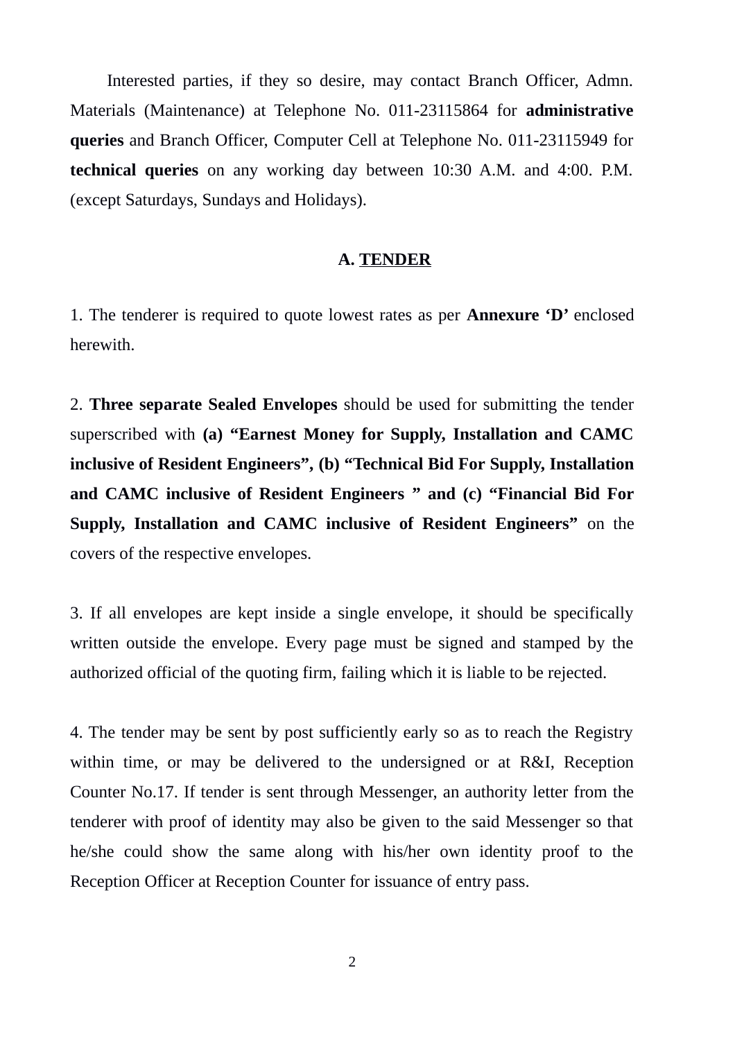Interested parties, if they so desire, may contact Branch Officer, Admn. Materials (Maintenance) at Telephone No. 011-23115864 for **administrative queries** and Branch Officer, Computer Cell at Telephone No. 011-23115949 for **technical queries** on any working day between 10:30 A.M. and 4:00. P.M. (except Saturdays, Sundays and Holidays).

## A. TENDER

1. The tenderer is required to quote lowest rates as per **Annexure 'D'** enclosed herewith.

2. **Three separate Sealed Envelopes** should be used for submitting the tender superscribed with **(a) "Earnest Money for Supply, Installation and CAMC inclusive of Resident Engineers", (b) "Technical Bid For Supply, Installation and CAMC inclusive of Resident Engineers " and (c) "Financial Bid For Supply, Installation and CAMC inclusive of Resident Engineers"** on the covers of the respective envelopes.

3. If all envelopes are kept inside a single envelope, it should be specifically written outside the envelope. Every page must be signed and stamped by the authorized official of the quoting firm, failing which it is liable to be rejected.

4. The tender may be sent by post sufficiently early so as to reach the Registry within time, or may be delivered to the undersigned or at R&I, Reception Counter No.17. If tender is sent through Messenger, an authority letter from the tenderer with proof of identity may also be given to the said Messenger so that he/she could show the same along with his/her own identity proof to the Reception Officer at Reception Counter for issuance of entry pass.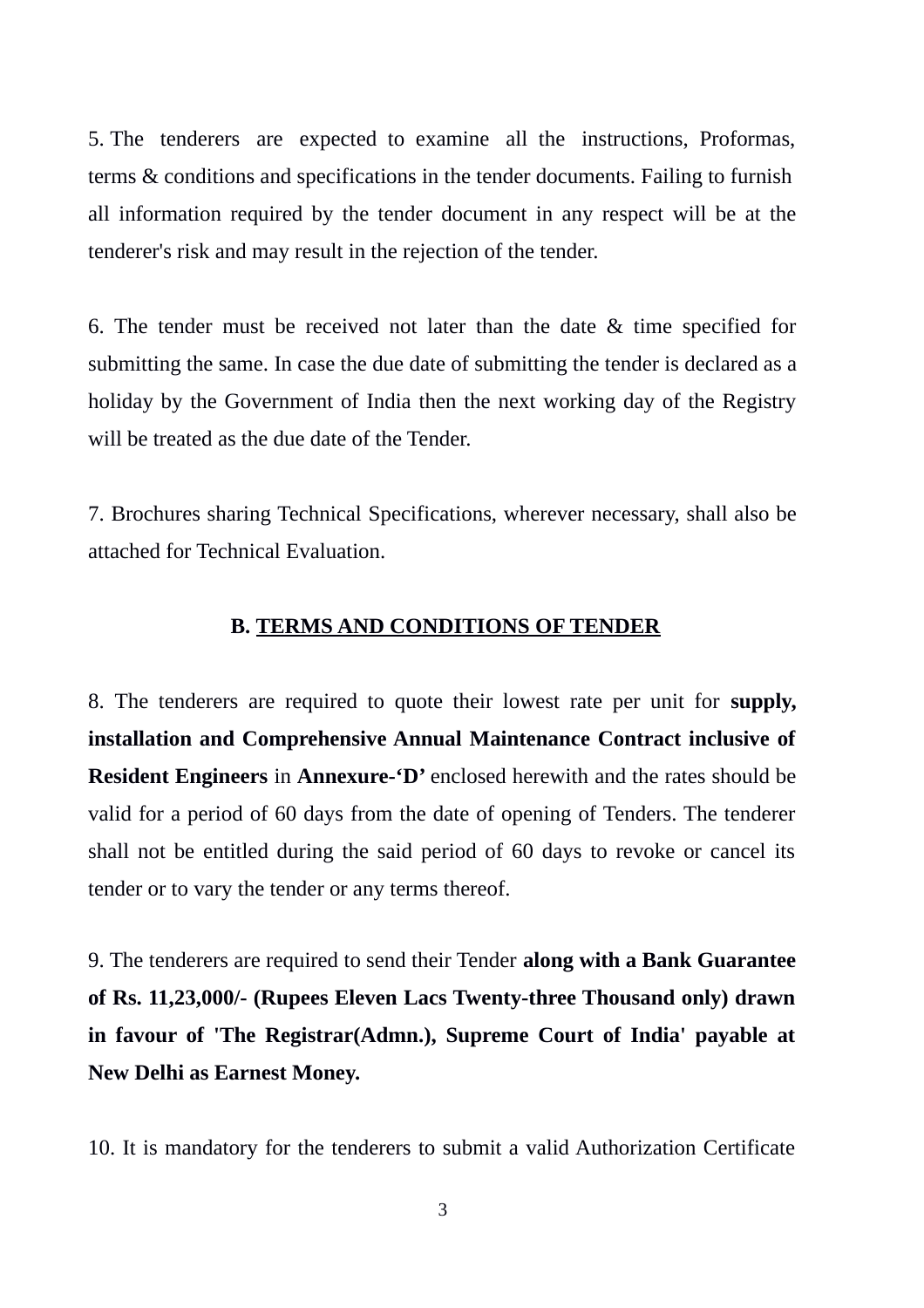5. The tenderers are expected to examine all the instructions, Proformas, terms & conditions and specifications in the tender documents. Failing to furnish all information required by the tender document in any respect will be at the tenderer's risk and may result in the rejection of the tender.

6. The tender must be received not later than the date & time specified for submitting the same. In case the due date of submitting the tender is declared as a holiday by the Government of India then the next working day of the Registry will be treated as the due date of the Tender.

7. Brochures sharing Technical Specifications, wherever necessary, shall also be attached for Technical Evaluation.

## B. TERMS AND CONDITIONS OF TENDER

8. The tenderers are required to quote their lowest rate per unit for **supply, installation and Comprehensive Annual Maintenance Contract inclusive of Resident Engineers** in **Annexure-'D'** enclosed herewith and the rates should be valid for a period of 60 days from the date of opening of Tenders. The tenderer shall not be entitled during the said period of 60 days to revoke or cancel its tender or to vary the tender or any terms thereof.

9. The tenderers are required to send their Tender **along with a Bank Guarantee of Rs. 11,23,000/- (Rupees Eleven Lacs Twenty-three Thousand only) drawn in favour of 'The Registrar(Admn.), Supreme Court of India' payable at New Delhi as Earnest Money.**

10. It is mandatory for the tenderers to submit a valid Authorization Certificate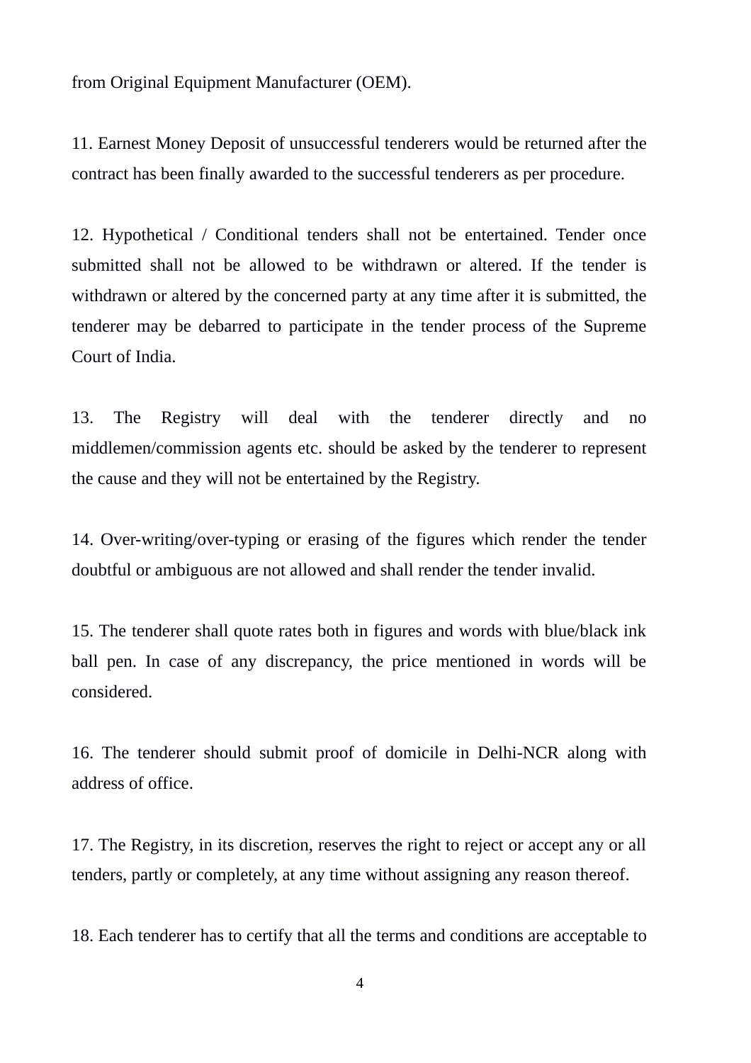from Original Equipment Manufacturer (OEM).

11. Earnest Money Deposit of unsuccessful tenderers would be returned after the contract has been finally awarded to the successful tenderers as per procedure.

12. Hypothetical / Conditional tenders shall not be entertained. Tender once submitted shall not be allowed to be withdrawn or altered. If the tender is withdrawn or altered by the concerned party at any time after it is submitted, the tenderer may be debarred to participate in the tender process of the Supreme Court of India.

13. The Registry will deal with the tenderer directly and no middlemen/commission agents etc. should be asked by the tenderer to represent the cause and they will not be entertained by the Registry.

14. Over-writing/over-typing or erasing of the figures which render the tender doubtful or ambiguous are not allowed and shall render the tender invalid.

15. The tenderer shall quote rates both in figures and words with blue/black ink ball pen. In case of any discrepancy, the price mentioned in words will be considered.

16. The tenderer should submit proof of domicile in Delhi-NCR along with address of office.

17. The Registry, in its discretion, reserves the right to reject or accept any or all tenders, partly or completely, at any time without assigning any reason thereof.

18. Each tenderer has to certify that all the terms and conditions are acceptable to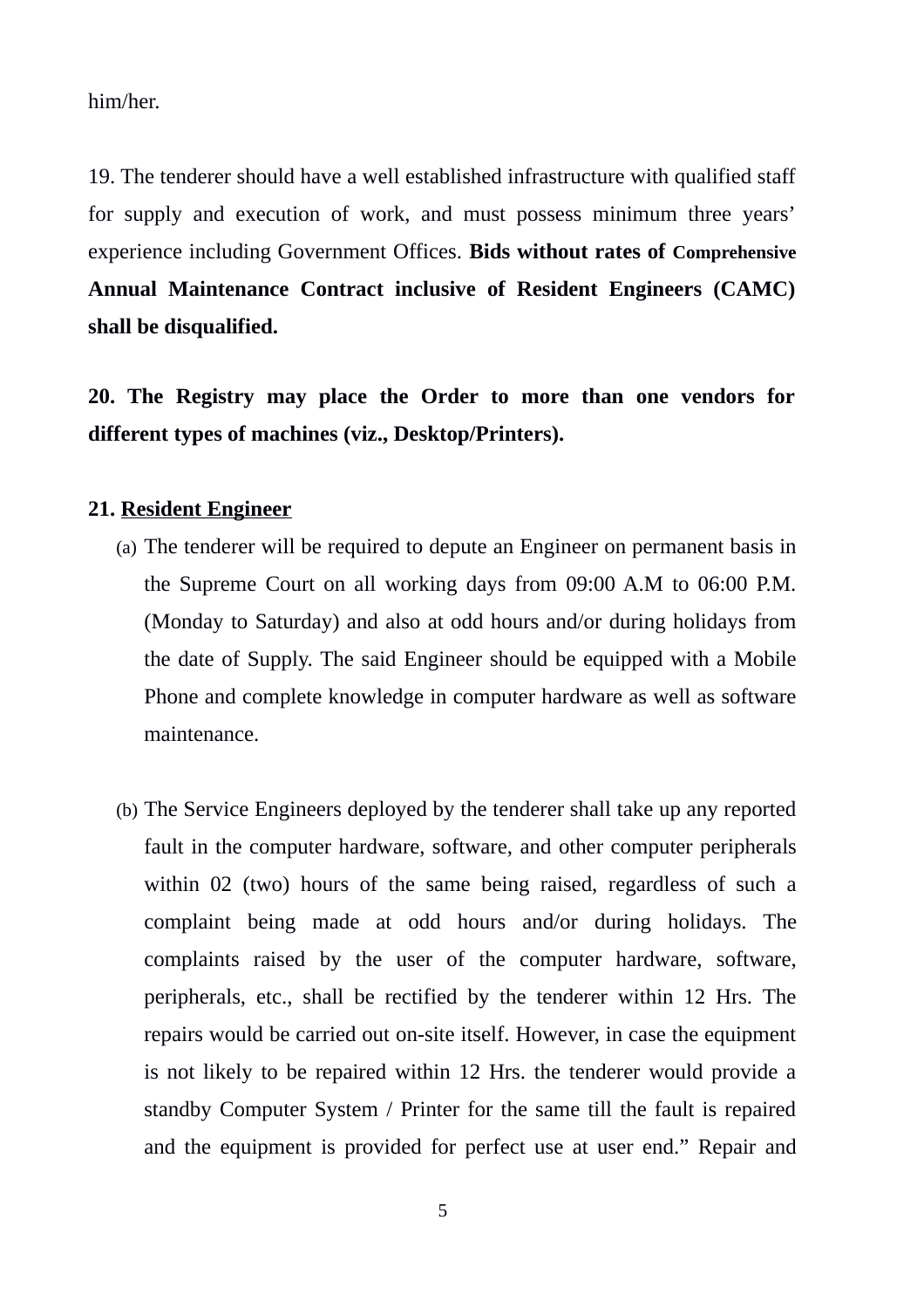him/her.

19. The tenderer should have a well established infrastructure with qualified staff for supply and execution of work, and must possess minimum three years' experience including Government Offices. **Bids without rates of Comprehensive Annual Maintenance Contract inclusive of Resident Engineers (CAMC) shall be disqualified.**

**20. The Registry may place the Order to more than one vendors for different types of machines (viz., Desktop/Printers).**

**21. <u>Resident Engineer</u>**

(a) The tenderer will be required to depute an Engineer on permanent basis in the Supreme Court on all working days from 09:00 A.M to 06:00 P.M. (Monday to Saturday) and also at odd hours and/or during holidays from the date of Supply. The said Engineer should be equipped with a Mobile Phone and complete knowledge in computer hardware as well as software maintenance.

(b) The Service Engineers deployed by the tenderer shall take up any reported fault in the computer hardware, software, and other computer peripherals within 02 (two) hours of the same being raised, regardless of such a complaint being made at odd hours and/or during holidays. The complaints raised by the user of the computer hardware, software, peripherals, etc., shall be rectified by the tenderer within 12 Hrs. The repairs would be carried out on-site itself. However, in case the equipment is not likely to be repaired within 12 Hrs. the tenderer would provide a standby Computer System / Printer for the same till the fault is repaired and the equipment is provided for perfect use at user end." Repair and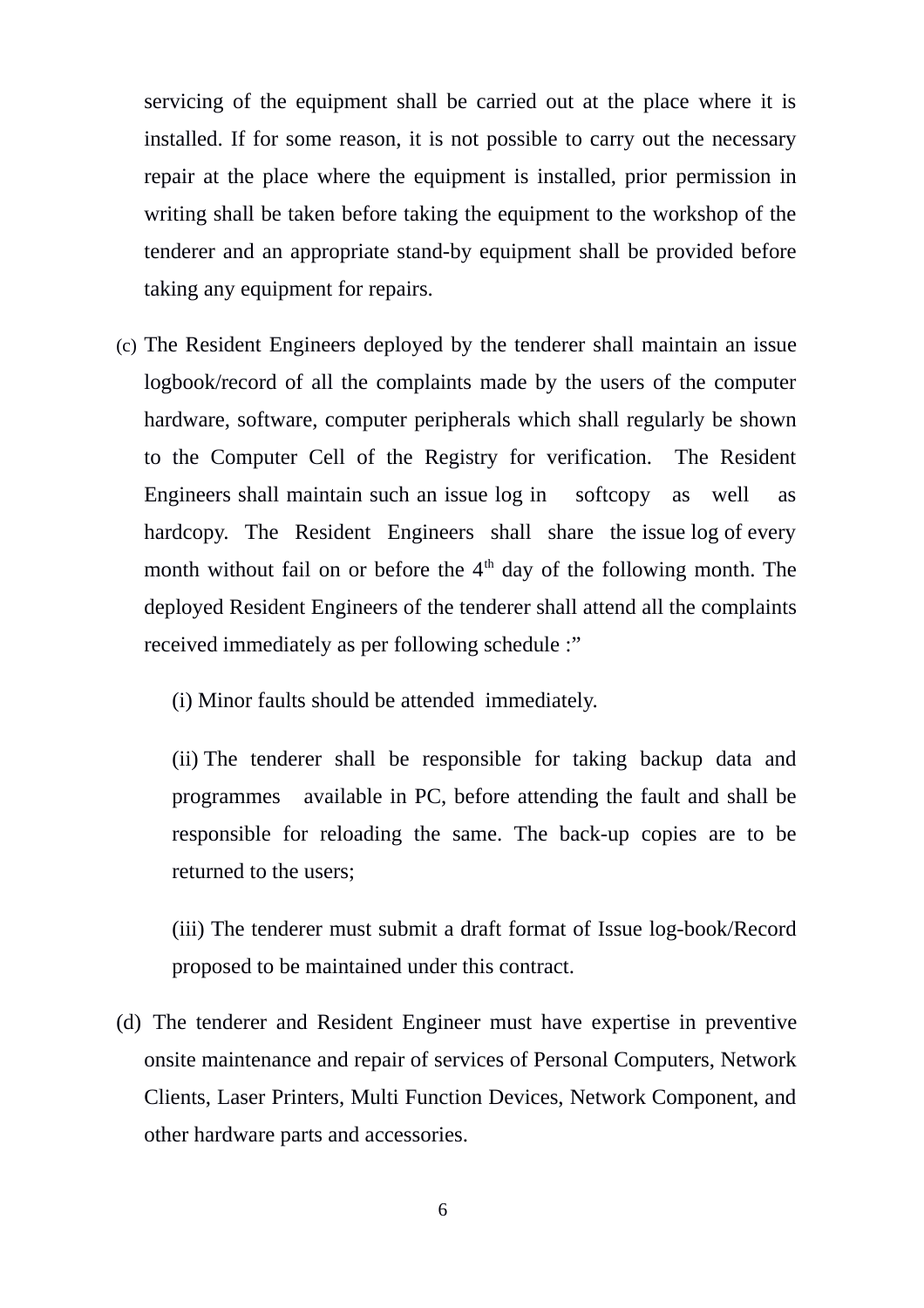servicing of the equipment shall be carried out at the place where it is installed. If for some reason, it is not possible to carry out the necessary repair at the place where the equipment is installed, prior permission in writing shall be taken before taking the equipment to the workshop of the tenderer and an appropriate stand-by equipment shall be provided before taking any equipment for repairs.

(c) The Resident Engineers deployed by the tenderer shall maintain an issue logbook/record of all the complaints made by the users of the computer hardware, software, computer peripherals which shall regularly be shown to the Computer Cell of the Registry for verification. The Resident Engineers shall maintain such an issue log in softcopy as well as hardcopy. The Resident Engineers shall share the issue log of every month without fail on or before the 4th day of the following month. The deployed Resident Engineers of the tenderer shall attend all the complaints received immediately as per following schedule :”

(i) Minor faults should be attended immediately.

(ii) The tenderer shall be responsible for taking backup data and programmes available in PC, before attending the fault and shall be responsible for reloading the same. The back-up copies are to be returned to the users;

(iii) The tenderer must submit a draft format of Issue log-book/Record proposed to be maintained under this contract.

(d) The tenderer and Resident Engineer must have expertise in preventive onsite maintenance and repair of services of Personal Computers, Network Clients, Laser Printers, Multi Function Devices, Network Component, and other hardware parts and accessories.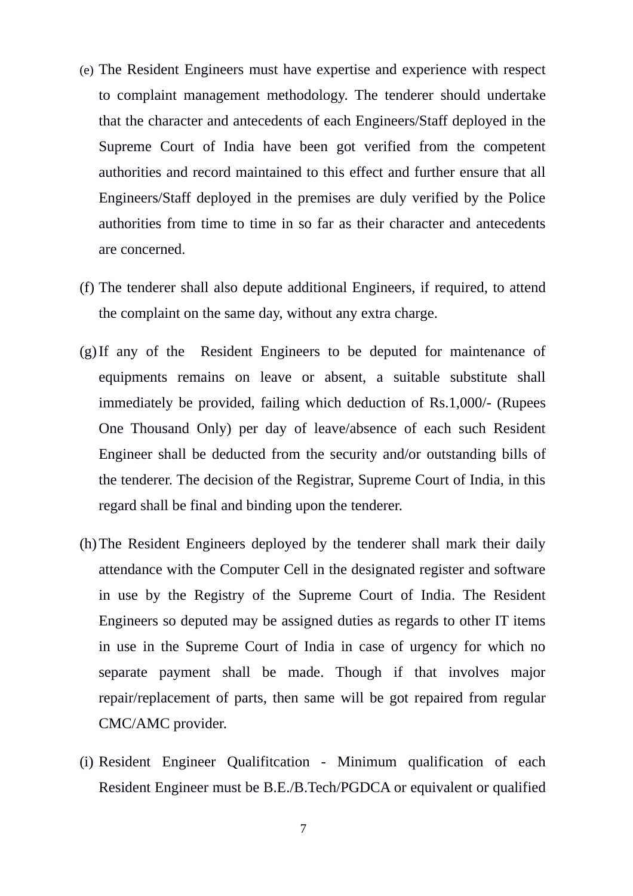(e) The Resident Engineers must have expertise and experience with respect to complaint management methodology. The tenderer should undertake that the character and antecedents of each Engineers/Staff deployed in the Supreme Court of India have been got verified from the competent authorities and record maintained to this effect and further ensure that all Engineers/Staff deployed in the premises are duly verified by the Police authorities from time to time in so far as their character and antecedents are concerned.

(f) The tenderer shall also depute additional Engineers, if required, to attend the complaint on the same day, without any extra charge.

(g) If any of the Resident Engineers to be deputed for maintenance of equipments remains on leave or absent, a suitable substitute shall immediately be provided, failing which deduction of Rs.1,000/- (Rupees One Thousand Only) per day of leave/absence of each such Resident Engineer shall be deducted from the security and/or outstanding bills of the tenderer. The decision of the Registrar, Supreme Court of India, in this regard shall be final and binding upon the tenderer.

(h) The Resident Engineers deployed by the tenderer shall mark their daily attendance with the Computer Cell in the designated register and software in use by the Registry of the Supreme Court of India. The Resident Engineers so deputed may be assigned duties as regards to other IT items in use in the Supreme Court of India in case of urgency for which no separate payment shall be made. Though if that involves major repair/replacement of parts, then same will be got repaired from regular CMC/AMC provider.

(i) Resident Engineer Qualifitcation - Minimum qualification of each Resident Engineer must be B.E./B.Tech/PGDCA or equivalent or qualified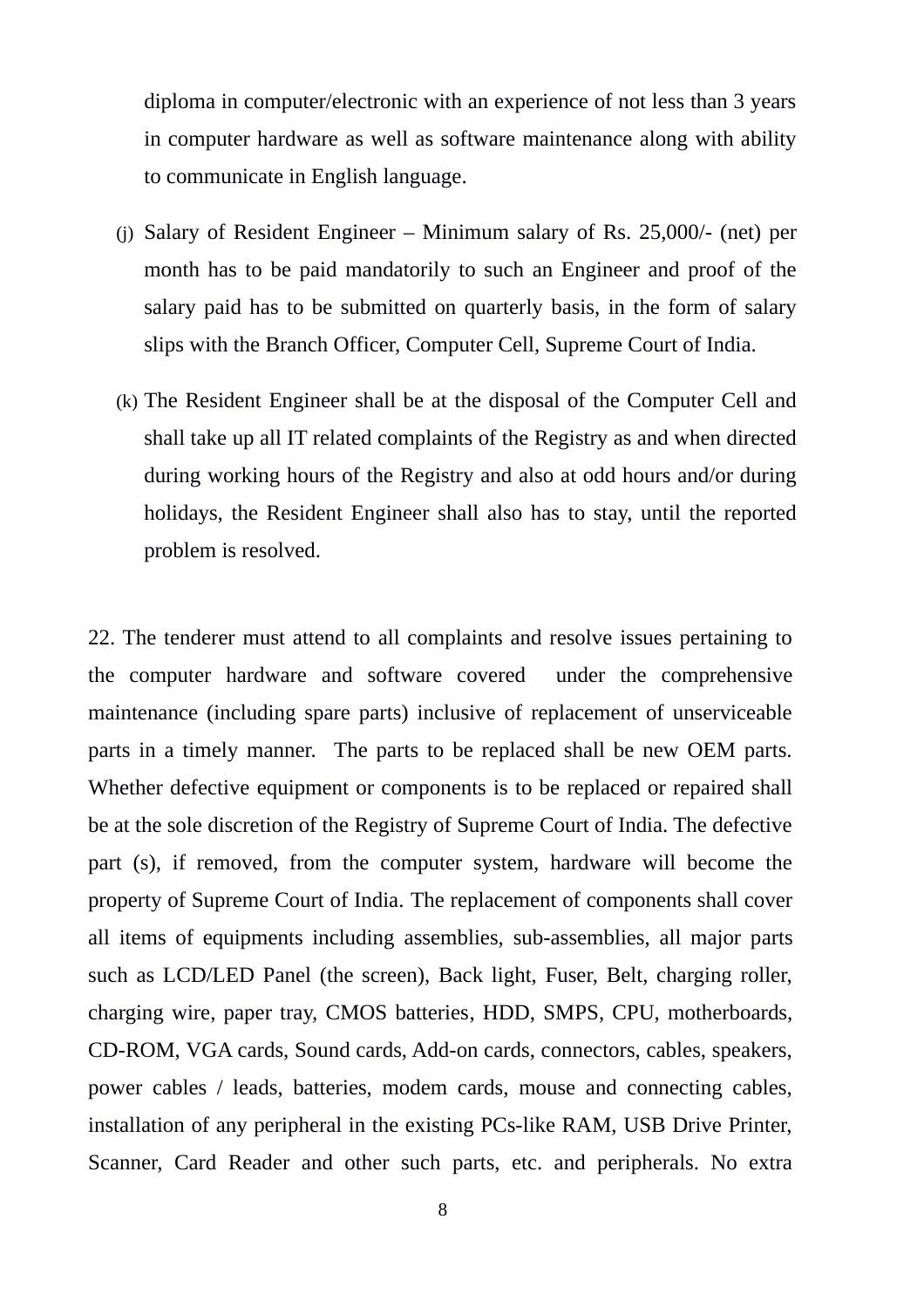diploma in computer/electronic with an experience of not less than 3 years in computer hardware as well as software maintenance along with ability to communicate in English language.

(j) Salary of Resident Engineer – Minimum salary of Rs. 25,000/- (net) per month has to be paid mandatorily to such an Engineer and proof of the salary paid has to be submitted on quarterly basis, in the form of salary slips with the Branch Officer, Computer Cell, Supreme Court of India.

(k) The Resident Engineer shall be at the disposal of the Computer Cell and shall take up all IT related complaints of the Registry as and when directed during working hours of the Registry and also at odd hours and/or during holidays, the Resident Engineer shall also has to stay, until the reported problem is resolved.

22. The tenderer must attend to all complaints and resolve issues pertaining to the computer hardware and software covered under the comprehensive maintenance (including spare parts) inclusive of replacement of unserviceable parts in a timely manner. The parts to be replaced shall be new OEM parts. Whether defective equipment or components is to be replaced or repaired shall be at the sole discretion of the Registry of Supreme Court of India. The defective part (s), if removed, from the computer system, hardware will become the property of Supreme Court of India. The replacement of components shall cover all items of equipments including assemblies, sub-assemblies, all major parts such as LCD/LED Panel (the screen), Back light, Fuser, Belt, charging roller, charging wire, paper tray, CMOS batteries, HDD, SMPS, CPU, motherboards, CD-ROM, VGA cards, Sound cards, Add-on cards, connectors, cables, speakers, power cables / leads, batteries, modem cards, mouse and connecting cables, installation of any peripheral in the existing PCs-like RAM, USB Drive Printer, Scanner, Card Reader and other such parts, etc. and peripherals. No extra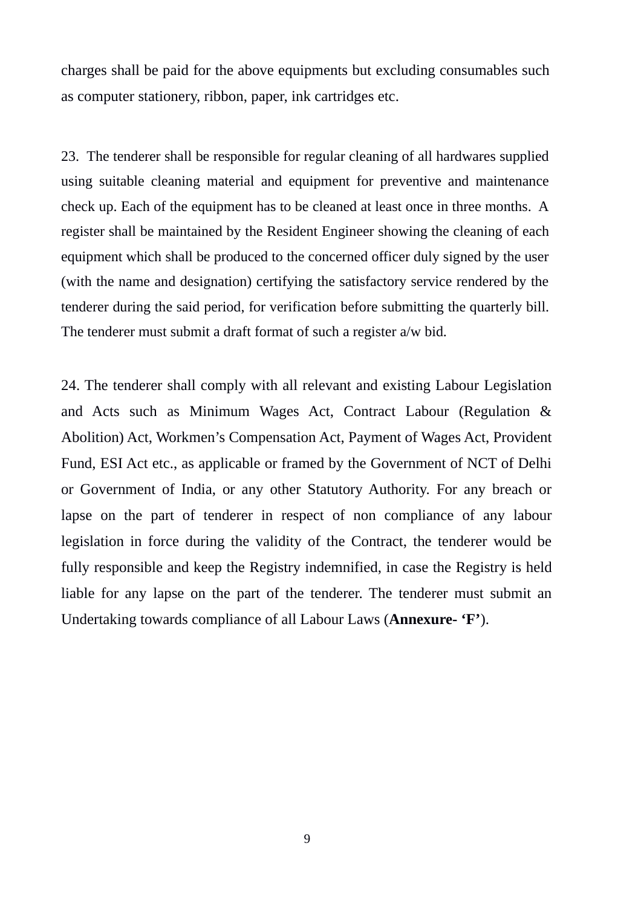charges shall be paid for the above equipments but excluding consumables such as computer stationery, ribbon, paper, ink cartridges etc.

23. The tenderer shall be responsible for regular cleaning of all hardwares supplied using suitable cleaning material and equipment for preventive and maintenance check up. Each of the equipment has to be cleaned at least once in three months. A register shall be maintained by the Resident Engineer showing the cleaning of each equipment which shall be produced to the concerned officer duly signed by the user (with the name and designation) certifying the satisfactory service rendered by the tenderer during the said period, for verification before submitting the quarterly bill. The tenderer must submit a draft format of such a register a/w bid.

24. The tenderer shall comply with all relevant and existing Labour Legislation and Acts such as Minimum Wages Act, Contract Labour (Regulation & Abolition) Act, Workmen's Compensation Act, Payment of Wages Act, Provident Fund, ESI Act etc., as applicable or framed by the Government of NCT of Delhi or Government of India, or any other Statutory Authority. For any breach or lapse on the part of tenderer in respect of non compliance of any labour legislation in force during the validity of the Contract, the tenderer would be fully responsible and keep the Registry indemnified, in case the Registry is held liable for any lapse on the part of the tenderer. The tenderer must submit an Undertaking towards compliance of all Labour Laws (**Annexure- 'F'**).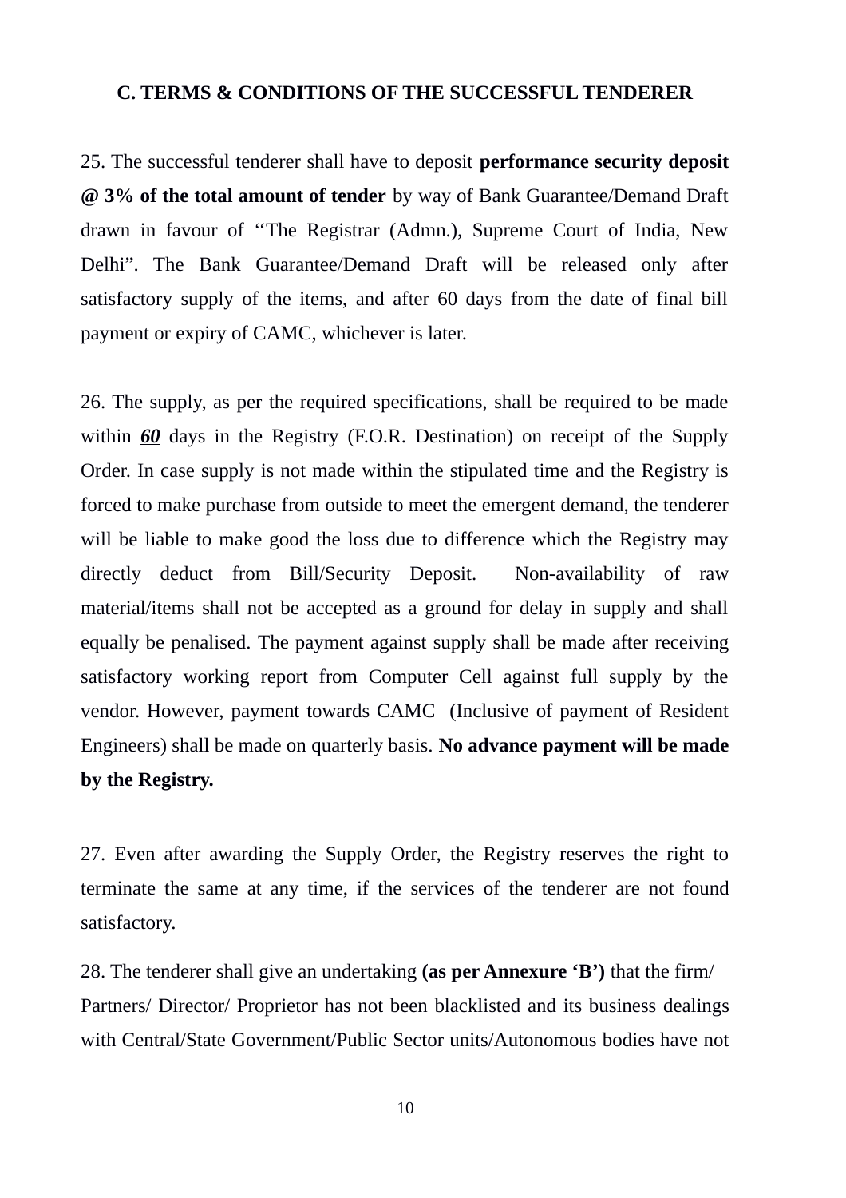## C. TERMS & CONDITIONS OF THE SUCCESSFUL TENDERER

25. The successful tenderer shall have to deposit **performance security deposit @ 3% of the total amount of tender** by way of Bank Guarantee/Demand Draft drawn in favour of ‘‘The Registrar (Admn.), Supreme Court of India, New Delhi”. The Bank Guarantee/Demand Draft will be released only after satisfactory supply of the items, and after 60 days from the date of final bill payment or expiry of CAMC, whichever is later.

26. The supply, as per the required specifications, shall be required to be made within ***60*** days in the Registry (F.O.R. Destination) on receipt of the Supply Order. In case supply is not made within the stipulated time and the Registry is forced to make purchase from outside to meet the emergent demand, the tenderer will be liable to make good the loss due to difference which the Registry may directly deduct from Bill/Security Deposit. Non-availability of raw material/items shall not be accepted as a ground for delay in supply and shall equally be penalised. The payment against supply shall be made after receiving satisfactory working report from Computer Cell against full supply by the vendor. However, payment towards CAMC (Inclusive of payment of Resident Engineers) shall be made on quarterly basis. **No advance payment will be made by the Registry.**

27. Even after awarding the Supply Order, the Registry reserves the right to terminate the same at any time, if the services of the tenderer are not found satisfactory.

28. The tenderer shall give an undertaking **(as per Annexure ‘B’)** that the firm/ Partners/ Director/ Proprietor has not been blacklisted and its business dealings with Central/State Government/Public Sector units/Autonomous bodies have not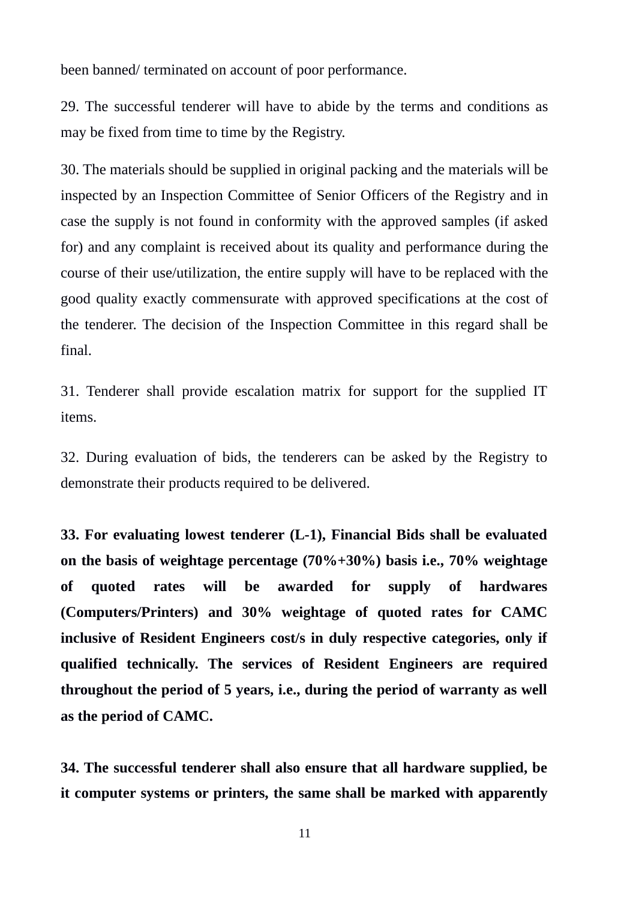been banned/ terminated on account of poor performance.

29. The successful tenderer will have to abide by the terms and conditions as may be fixed from time to time by the Registry.

30. The materials should be supplied in original packing and the materials will be inspected by an Inspection Committee of Senior Officers of the Registry and in case the supply is not found in conformity with the approved samples (if asked for) and any complaint is received about its quality and performance during the course of their use/utilization, the entire supply will have to be replaced with the good quality exactly commensurate with approved specifications at the cost of the tenderer. The decision of the Inspection Committee in this regard shall be final.

31. Tenderer shall provide escalation matrix for support for the supplied IT items.

32. During evaluation of bids, the tenderers can be asked by the Registry to demonstrate their products required to be delivered.

**33. For evaluating lowest tenderer (L-1), Financial Bids shall be evaluated on the basis of weightage percentage (70%+30%) basis i.e., 70% weightage of quoted rates will be awarded for supply of hardwares (Computers/Printers) and 30% weightage of quoted rates for CAMC inclusive of Resident Engineers cost/s in duly respective categories, only if qualified technically. The services of Resident Engineers are required throughout the period of 5 years, i.e., during the period of warranty as well as the period of CAMC.**

**34. The successful tenderer shall also ensure that all hardware supplied, be it computer systems or printers, the same shall be marked with apparently**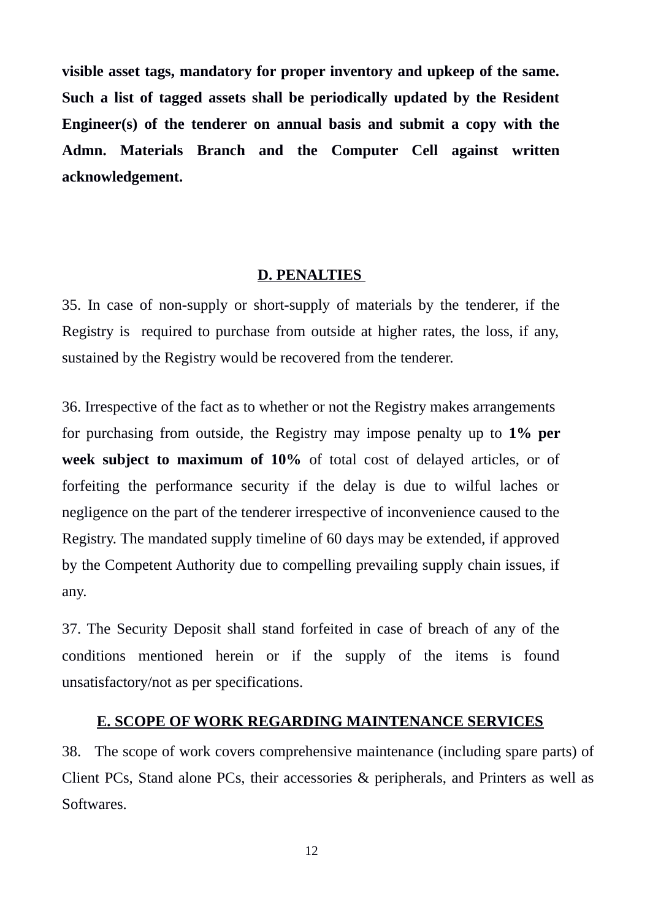**visible asset tags, mandatory for proper inventory and upkeep of the same. Such a list of tagged assets shall be periodically updated by the Resident Engineer(s) of the tenderer on annual basis and submit a copy with the Admn. Materials Branch and the Computer Cell against written acknowledgement.**

## D. PENALTIES

35. In case of non-supply or short-supply of materials by the tenderer, if the Registry is required to purchase from outside at higher rates, the loss, if any, sustained by the Registry would be recovered from the tenderer.

36. Irrespective of the fact as to whether or not the Registry makes arrangements for purchasing from outside, the Registry may impose penalty up to **1% per week subject to maximum of 10%** of total cost of delayed articles, or of forfeiting the performance security if the delay is due to wilful laches or negligence on the part of the tenderer irrespective of inconvenience caused to the Registry. The mandated supply timeline of 60 days may be extended, if approved by the Competent Authority due to compelling prevailing supply chain issues, if any.

37. The Security Deposit shall stand forfeited in case of breach of any of the conditions mentioned herein or if the supply of the items is found unsatisfactory/not as per specifications.

## E. SCOPE OF WORK REGARDING MAINTENANCE SERVICES

38. The scope of work covers comprehensive maintenance (including spare parts) of Client PCs, Stand alone PCs, their accessories & peripherals, and Printers as well as Softwares.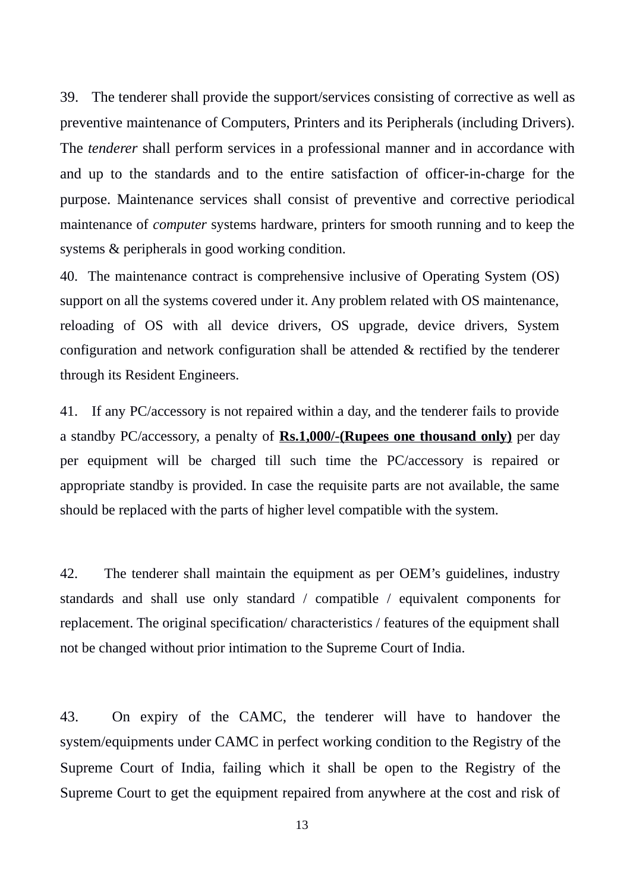39. The tenderer shall provide the support/services consisting of corrective as well as preventive maintenance of Computers, Printers and its Peripherals (including Drivers). The *tenderer* shall perform services in a professional manner and in accordance with and up to the standards and to the entire satisfaction of officer-in-charge for the purpose. Maintenance services shall consist of preventive and corrective periodical maintenance of *computer* systems hardware, printers for smooth running and to keep the systems & peripherals in good working condition.

40. The maintenance contract is comprehensive inclusive of Operating System (OS) support on all the systems covered under it. Any problem related with OS maintenance, reloading of OS with all device drivers, OS upgrade, device drivers, System configuration and network configuration shall be attended & rectified by the tenderer through its Resident Engineers.

41. If any PC/accessory is not repaired within a day, and the tenderer fails to provide a standby PC/accessory, a penalty of **Rs.1,000/-(Rupees one thousand only)** per day per equipment will be charged till such time the PC/accessory is repaired or appropriate standby is provided. In case the requisite parts are not available, the same should be replaced with the parts of higher level compatible with the system.

42. The tenderer shall maintain the equipment as per OEM's guidelines, industry standards and shall use only standard / compatible / equivalent components for replacement. The original specification/ characteristics / features of the equipment shall not be changed without prior intimation to the Supreme Court of India.

43. On expiry of the CAMC, the tenderer will have to handover the system/equipments under CAMC in perfect working condition to the Registry of the Supreme Court of India, failing which it shall be open to the Registry of the Supreme Court to get the equipment repaired from anywhere at the cost and risk of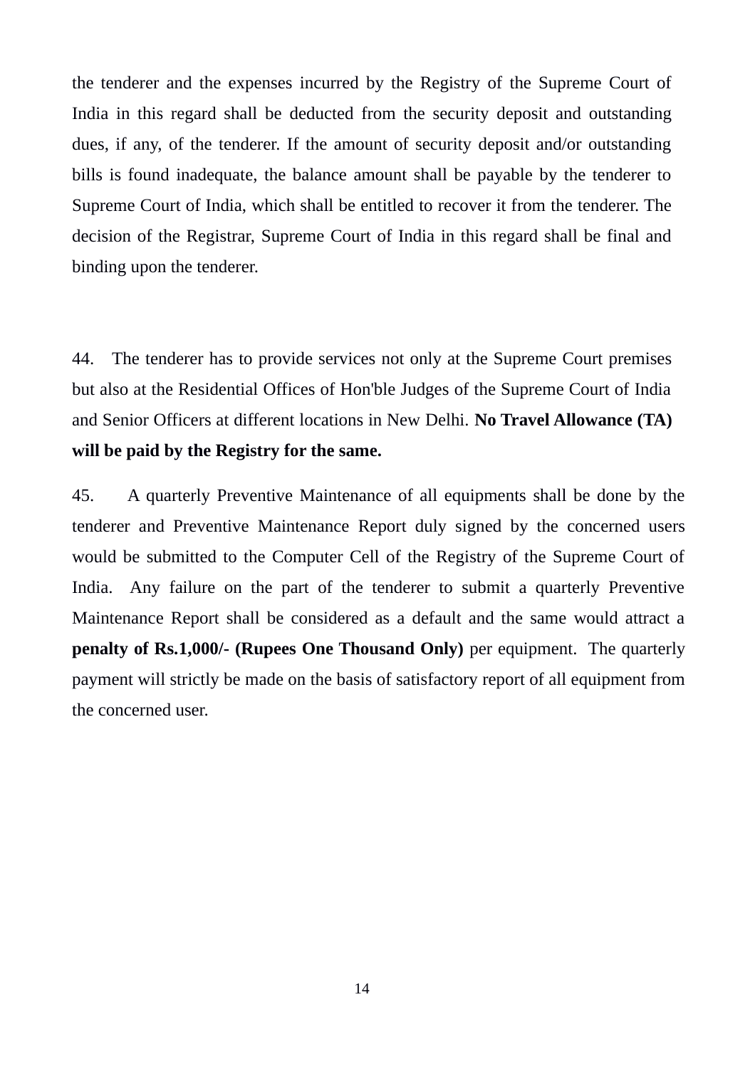the tenderer and the expenses incurred by the Registry of the Supreme Court of India in this regard shall be deducted from the security deposit and outstanding dues, if any, of the tenderer. If the amount of security deposit and/or outstanding bills is found inadequate, the balance amount shall be payable by the tenderer to Supreme Court of India, which shall be entitled to recover it from the tenderer. The decision of the Registrar, Supreme Court of India in this regard shall be final and binding upon the tenderer.

44. The tenderer has to provide services not only at the Supreme Court premises but also at the Residential Offices of Hon'ble Judges of the Supreme Court of India and Senior Officers at different locations in New Delhi. **No Travel Allowance (TA) will be paid by the Registry for the same.**

45. A quarterly Preventive Maintenance of all equipments shall be done by the tenderer and Preventive Maintenance Report duly signed by the concerned users would be submitted to the Computer Cell of the Registry of the Supreme Court of India. Any failure on the part of the tenderer to submit a quarterly Preventive Maintenance Report shall be considered as a default and the same would attract a **penalty of Rs.1,000/- (Rupees One Thousand Only)** per equipment. The quarterly payment will strictly be made on the basis of satisfactory report of all equipment from the concerned user.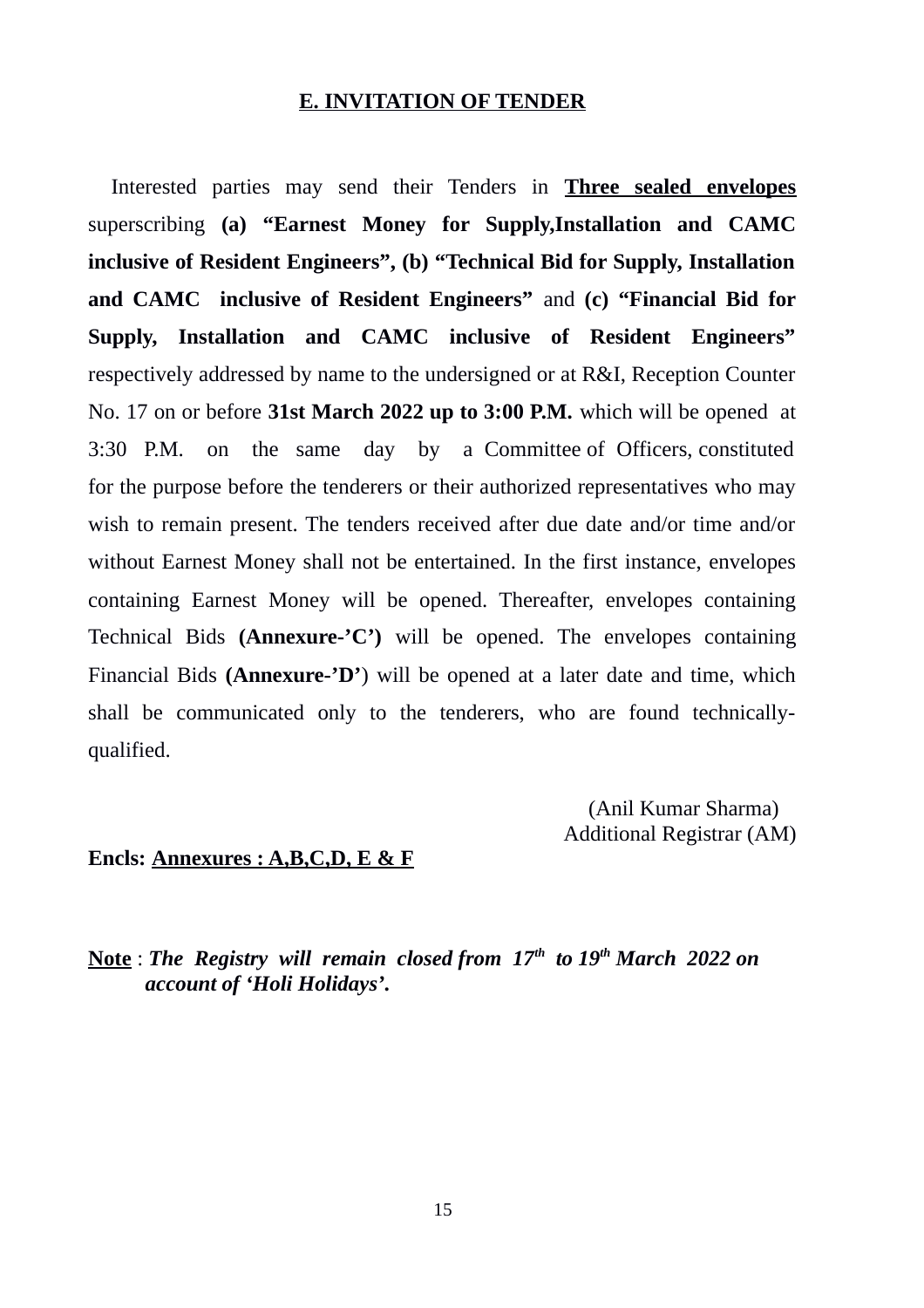## E. INVITATION OF TENDER

Interested parties may send their Tenders in **Three sealed envelopes** superscribing **(a) "Earnest Money for Supply,Installation and CAMC inclusive of Resident Engineers", (b) "Technical Bid for Supply, Installation and CAMC inclusive of Resident Engineers"** and **(c) "Financial Bid for Supply, Installation and CAMC inclusive of Resident Engineers"** respectively addressed by name to the undersigned or at R&I, Reception Counter No. 17 on or before **31st March 2022 up to 3:00 P.M.** which will be opened at 3:30 P.M. on the same day by a Committee of Officers, constituted for the purpose before the tenderers or their authorized representatives who may wish to remain present. The tenders received after due date and/or time and/or without Earnest Money shall not be entertained. In the first instance, envelopes containing Earnest Money will be opened. Thereafter, envelopes containing Technical Bids **(Annexure-'C')** will be opened. The envelopes containing Financial Bids **(Annexure-'D'**) will be opened at a later date and time, which shall be communicated only to the tenderers, who are found technically-qualified.

(Anil Kumar Sharma)
Additional Registrar (AM)

**Encls: Annexures : A,B,C,D, E & F**

**Note** : ***The Registry will remain closed from 17th to 19th March 2022 on account of 'Holi Holidays'.***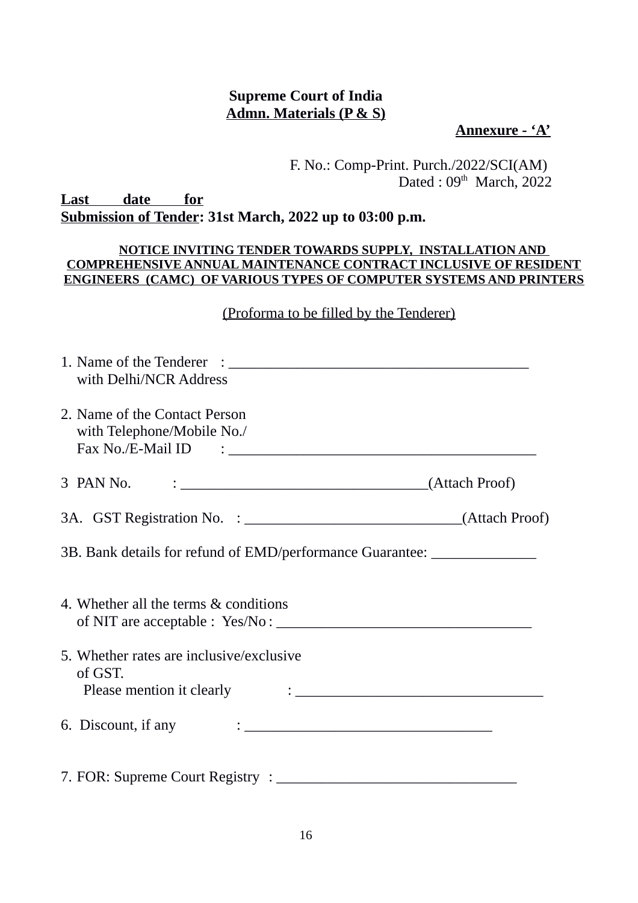**Supreme Court of India**
**Admn. Materials (P & S)**

**Annexure - 'A'**

F. No.: Comp-Print. Purch./2022/SCI(AM)
Dated : 09th March, 2022

**Last date for Submission of Tender: 31st March, 2022 up to 03:00 p.m.**

**NOTICE INVITING TENDER TOWARDS SUPPLY, INSTALLATION AND COMPREHENSIVE ANNUAL MAINTENANCE CONTRACT INCLUSIVE OF RESIDENT ENGINEERS (CAMC) OF VARIOUS TYPES OF COMPUTER SYSTEMS AND PRINTERS**

(Proforma to be filled by the Tenderer)

1. Name of the Tenderer : ________________________________________
   with Delhi/NCR Address

2. Name of the Contact Person
   with Telephone/Mobile No./
   Fax No./E-Mail ID : ________________________________________

3 PAN No. : ________________________________(Attach Proof)

3A. GST Registration No. : ____________________________(Attach Proof)

3B. Bank details for refund of EMD/performance Guarantee: ______________

4. Whether all the terms & conditions
   of NIT are acceptable : Yes/No : __________________________________

5. Whether rates are inclusive/exclusive
   of GST.
   Please mention it clearly : ________________________________

6. Discount, if any : ________________________________

7. FOR: Supreme Court Registry : _______________________________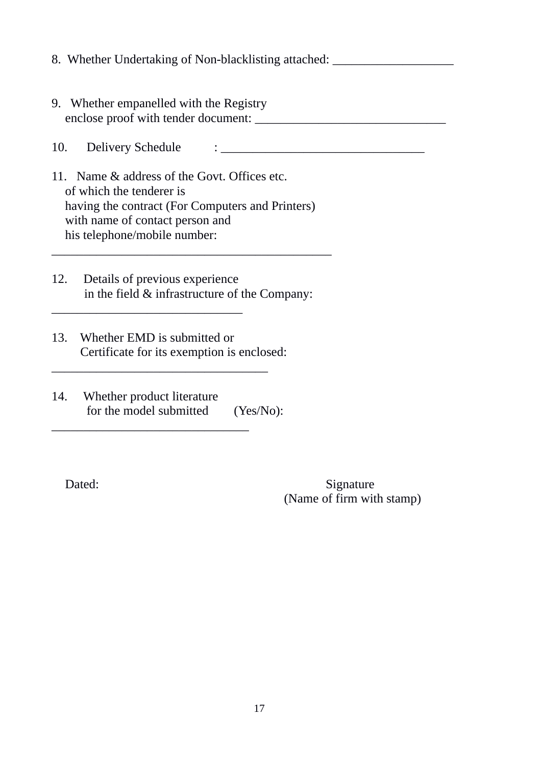8. Whether Undertaking of Non-blacklisting attached: ___________________

9. Whether empanelled with the Registry
   enclose proof with tender document: ______________________________

10. Delivery Schedule : _______________________________

11. Name & address of the Govt. Offices etc.
    of which the tenderer is
    having the contract (For Computers and Printers)
    with name of contact person and
    his telephone/mobile number:

____________________________________________

12. Details of previous experience
    in the field & infrastructure of the Company:

______________________________

13. Whether EMD is submitted or
    Certificate for its exemption is enclosed:

__________________________________

14. Whether product literature
    for the model submitted (Yes/No):

_______________________________

Dated: 

Signature
(Name of firm with stamp)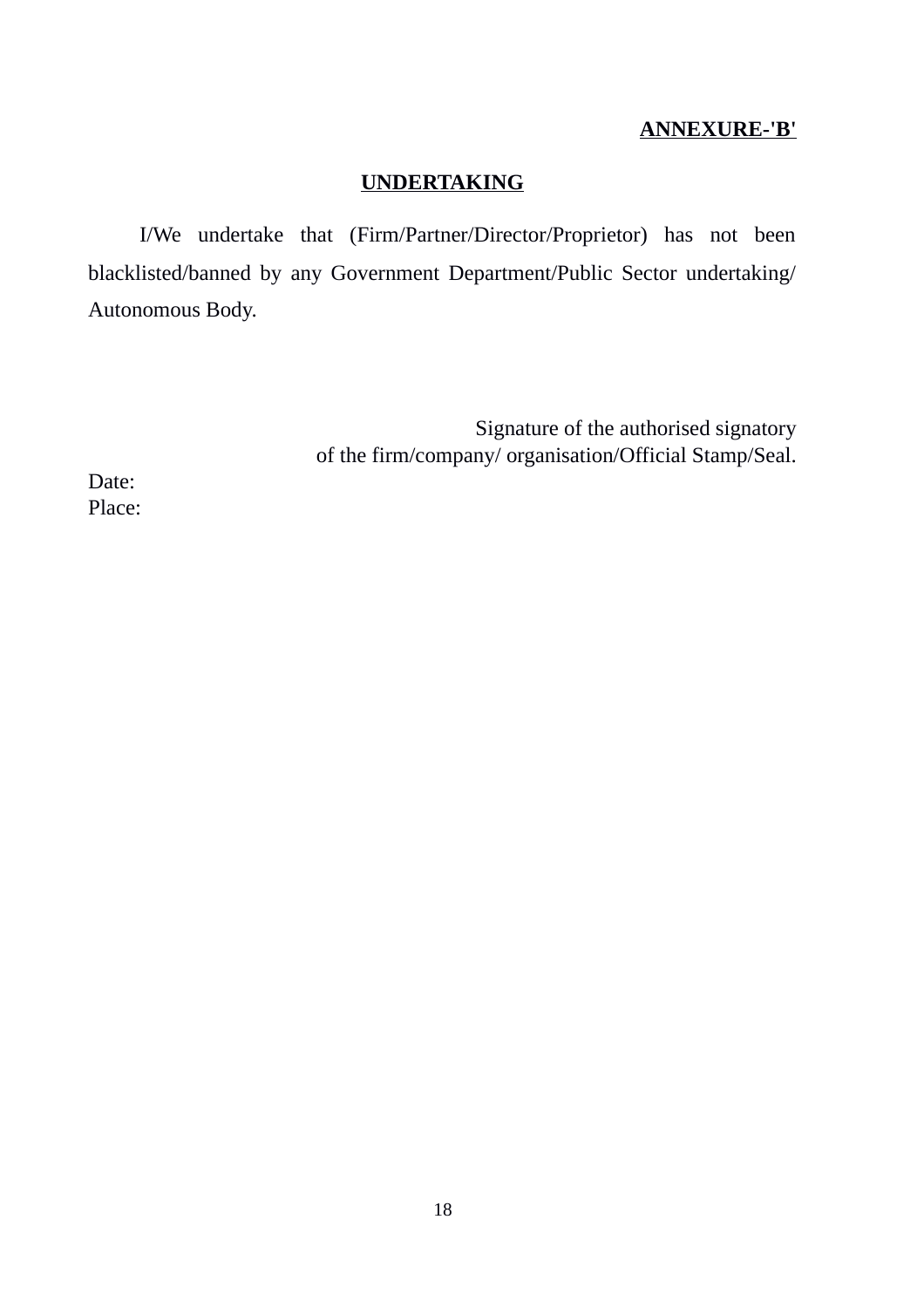**ANNEXURE-'B'**

## UNDERTAKING

I/We undertake that (Firm/Partner/Director/Proprietor) has not been blacklisted/banned by any Government Department/Public Sector undertaking/ Autonomous Body.

Signature of the authorised signatory
of the firm/company/ organisation/Official Stamp/Seal.

Date:
Place: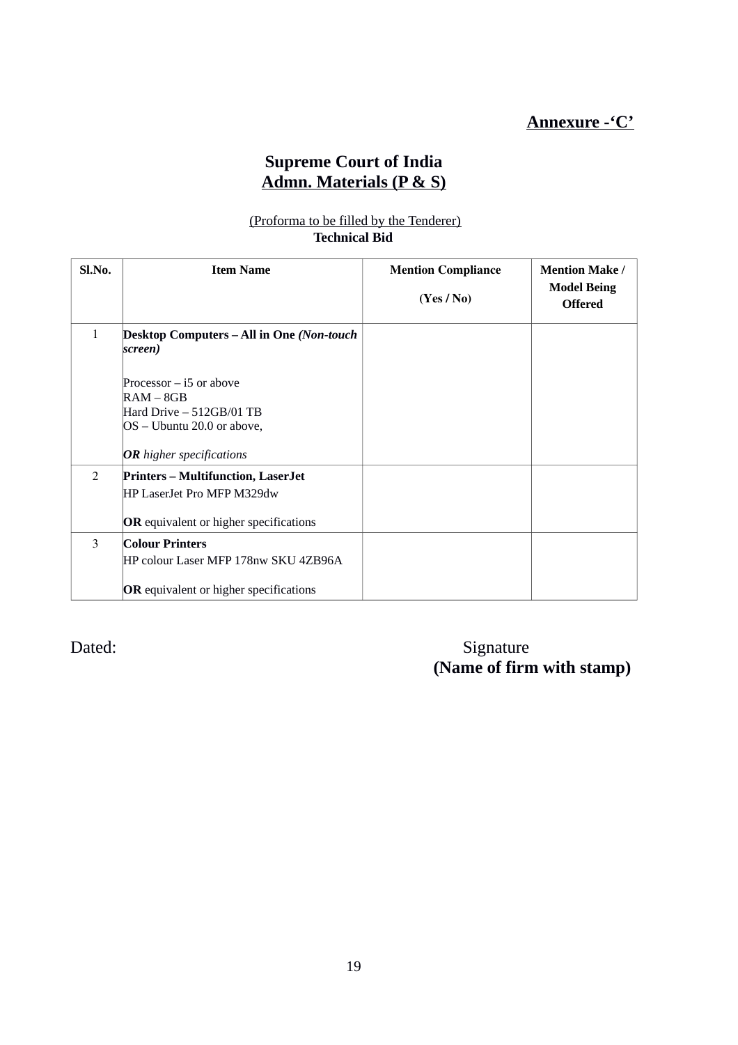**Annexure -'C'**

# Supreme Court of India
## Admn. Materials (P & S)

(Proforma to be filled by the Tenderer)
**Technical Bid**

| Sl.No. | Item Name | Mention Compliance (Yes / No) | Mention Make / Model Being Offered |
|---|---|---|---|
| 1 | **Desktop Computers – All in One *(Non-touch screen)***<br><br>Processor – i5 or above<br>RAM – 8GB<br>Hard Drive – 512GB/01 TB<br>OS – Ubuntu 20.0 or above,<br><br>***OR*** *higher specifications* | | |
| 2 | **Printers – Multifunction, LaserJet**<br>HP LaserJet Pro MFP M329dw<br><br>**OR** equivalent or higher specifications | | |
| 3 | **Colour Printers**<br>HP colour Laser MFP 178nw SKU 4ZB96A<br><br>**OR** equivalent or higher specifications | | |

Dated:

Signature
**(Name of firm with stamp)**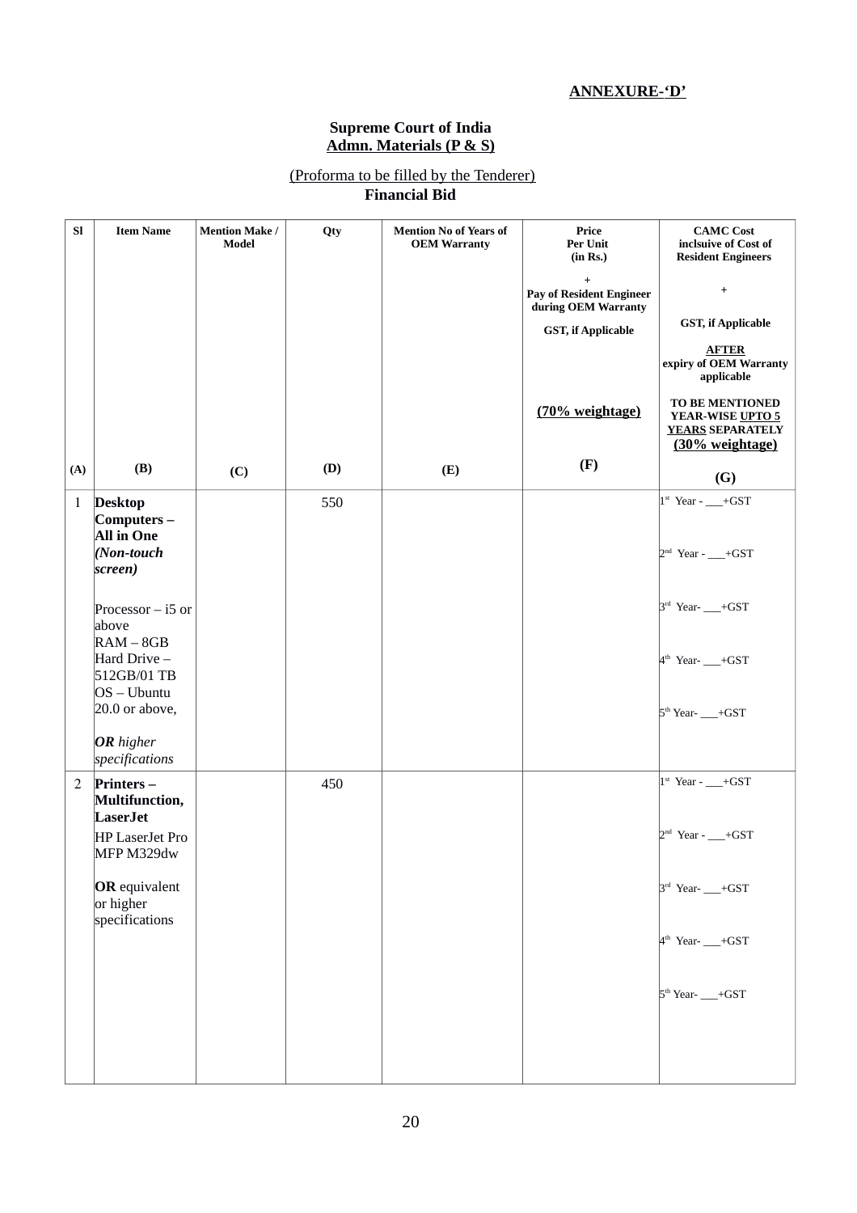**ANNEXURE-'D'**

**Supreme Court of India**
**Admn. Materials (P & S)**

(Proforma to be filled by the Tenderer)
**Financial Bid**

| Sl | Item Name | Mention Make / Model | Qty | Mention No of Years of OEM Warranty | Price Per Unit (in Rs.) + Pay of Resident Engineer during OEM Warranty GST, if Applicable (70% weightage) | CAMC Cost inclsuive of Cost of Resident Engineers + GST, if Applicable AFTER expiry of OEM Warranty applicable TO BE MENTIONED YEAR-WISE UPTO 5 YEARS SEPARATELY (30% weightage) |
|---|---|---|---|---|---|---|
| (A) | (B) | (C) | (D) | (E) | (F) | (G) |
| 1 | **Desktop Computers – All in One** ***(Non-touch screen)*** Processor – i5 or above RAM – 8GB Hard Drive – 512GB/01 TB OS – Ubuntu 20.0 or above, ***OR*** *higher specifications* | | 550 | | | 1st Year - ___+GST 2nd Year - ___+GST 3rd Year- ___+GST 4th Year- ___+GST 5th Year- ___+GST |
| 2 | **Printers – Multifunction, LaserJet** HP LaserJet Pro MFP M329dw **OR** equivalent or higher specifications | | 450 | | | 1st Year - ___+GST 2nd Year - ___+GST 3rd Year- ___+GST 4th Year- ___+GST 5th Year- ___+GST |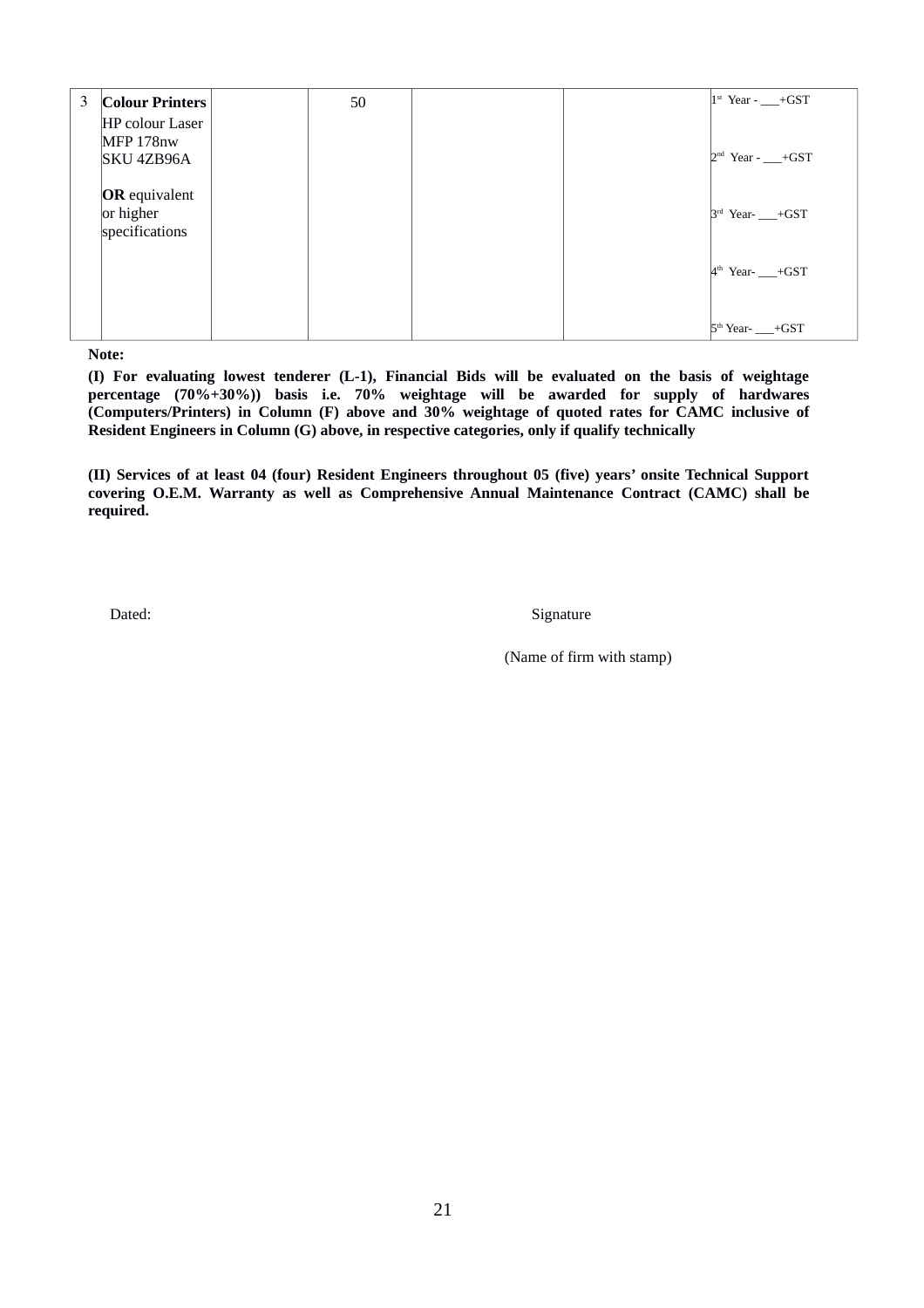| 3 | **Colour Printers** HP colour Laser MFP 178nw SKU 4ZB96A **OR** equivalent or higher specifications | | 50 | | | 1st Year - ___+GST<br>2nd Year - ___+GST<br>3rd Year- ___+GST<br>4th Year- ___+GST<br>5th Year- ___+GST |
|---|---|---|---|---|---|---|

**Note:**

**(I) For evaluating lowest tenderer (L-1), Financial Bids will be evaluated on the basis of weightage percentage (70%+30%)) basis i.e. 70% weightage will be awarded for supply of hardwares (Computers/Printers) in Column (F) above and 30% weightage of quoted rates for CAMC inclusive of Resident Engineers in Column (G) above, in respective categories, only if qualify technically**

**(II) Services of at least 04 (four) Resident Engineers throughout 05 (five) years' onsite Technical Support covering O.E.M. Warranty as well as Comprehensive Annual Maintenance Contract (CAMC) shall be required.**

Dated: Signature

(Name of firm with stamp)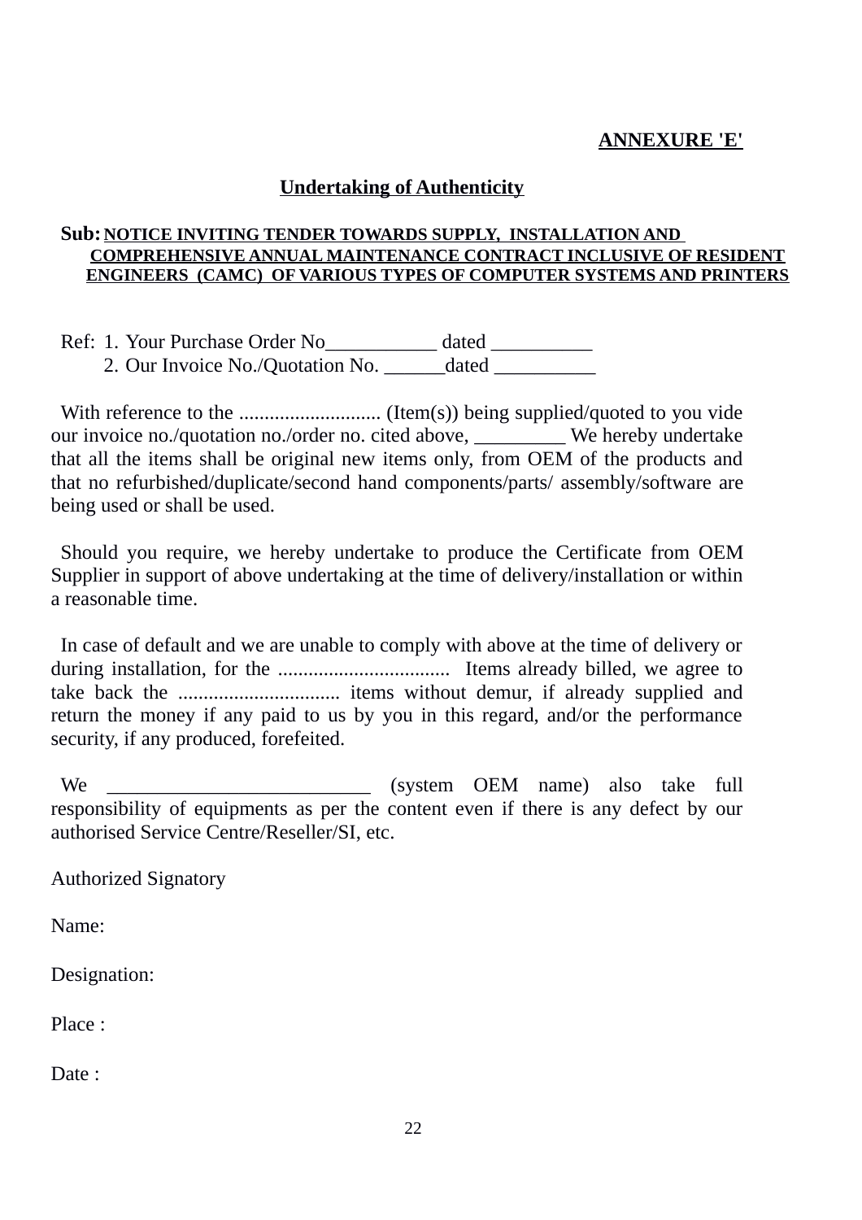**ANNEXURE 'E'**

## Undertaking of Authenticity

**Sub:** **NOTICE INVITING TENDER TOWARDS SUPPLY, INSTALLATION AND COMPREHENSIVE ANNUAL MAINTENANCE CONTRACT INCLUSIVE OF RESIDENT ENGINEERS (CAMC) OF VARIOUS TYPES OF COMPUTER SYSTEMS AND PRINTERS**

Ref: 1. Your Purchase Order No___________ dated __________
2. Our Invoice No./Quotation No. ______dated __________

With reference to the ............................ (Item(s)) being supplied/quoted to you vide our invoice no./quotation no./order no. cited above, _________ We hereby undertake that all the items shall be original new items only, from OEM of the products and that no refurbished/duplicate/second hand components/parts/ assembly/software are being used or shall be used.

Should you require, we hereby undertake to produce the Certificate from OEM Supplier in support of above undertaking at the time of delivery/installation or within a reasonable time.

In case of default and we are unable to comply with above at the time of delivery or during installation, for the .................................. Items already billed, we agree to take back the ................................ items without demur, if already supplied and return the money if any paid to us by you in this regard, and/or the performance security, if any produced, forefeited.

We _________________________ (system OEM name) also take full responsibility of equipments as per the content even if there is any defect by our authorised Service Centre/Reseller/SI, etc.

Authorized Signatory

Name:

Designation:

Place :

Date :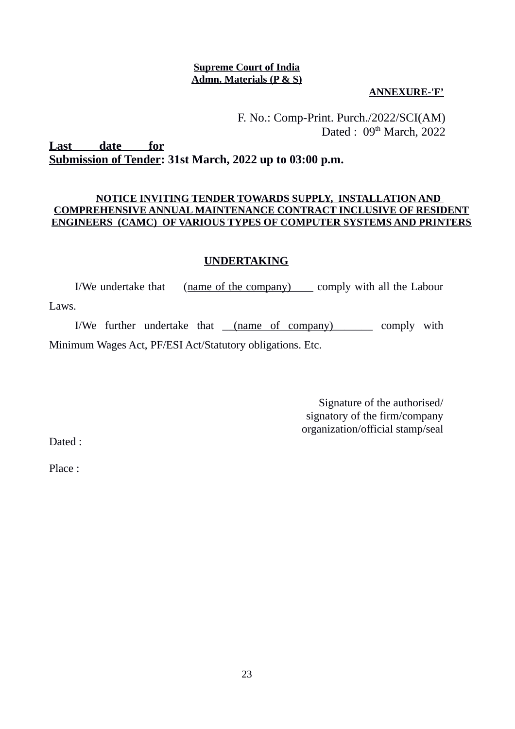**Supreme Court of India**
**Admn. Materials (P & S)**

**ANNEXURE-'F'**

F. No.: Comp-Print. Purch./2022/SCI(AM)
Dated : 09th March, 2022

**Last date for Submission of Tender: 31st March, 2022 up to 03:00 p.m.**

**NOTICE INVITING TENDER TOWARDS SUPPLY, INSTALLATION AND COMPREHENSIVE ANNUAL MAINTENANCE CONTRACT INCLUSIVE OF RESIDENT ENGINEERS (CAMC) OF VARIOUS TYPES OF COMPUTER SYSTEMS AND PRINTERS**

## UNDERTAKING

I/We undertake that (name of the company)____ comply with all the Labour Laws.

I/We further undertake that __(name of company)_______ comply with Minimum Wages Act, PF/ESI Act/Statutory obligations. Etc.

Signature of the authorised/
signatory of the firm/company
organization/official stamp/seal

Dated :

Place :